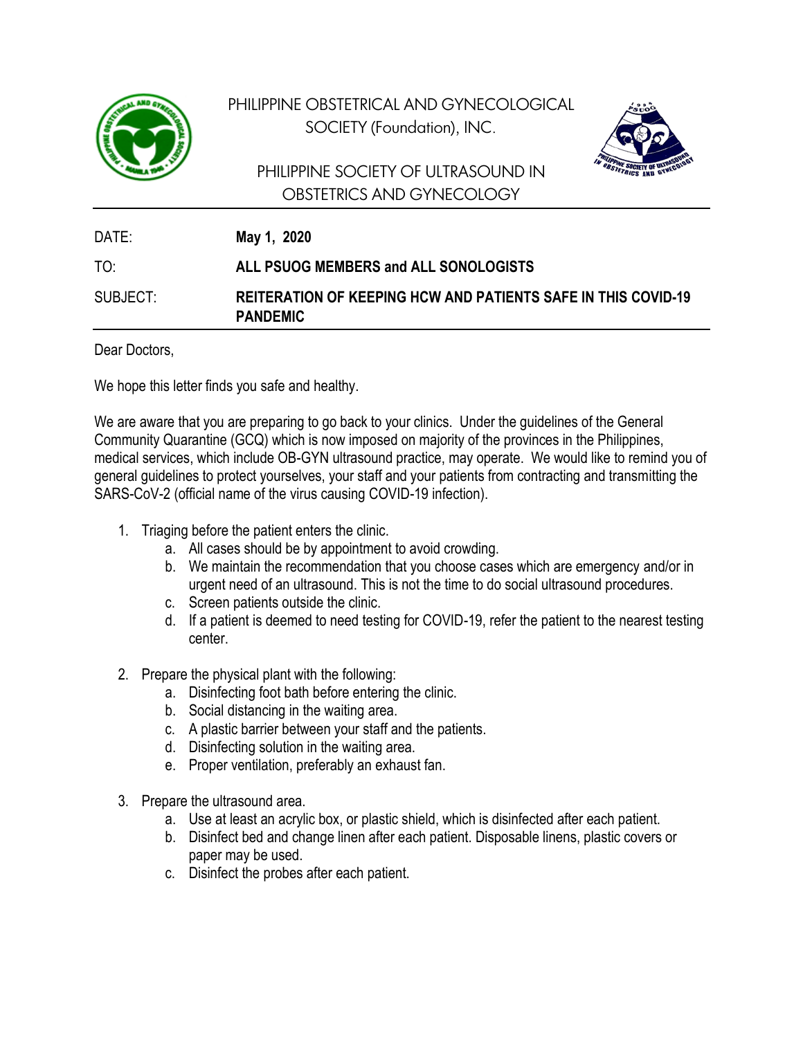PHILIPPINE OBSTETRICAL AND GYNECOLOGICAL SOCIETY (Foundation), INC.

PHILIPPINE SOCIETY OF ULTRASOUND IN OBSTETRICS AND GYNECOLOGY

---

| | |
|---|---|
| DATE: | **May 1, 2020** |
| TO: | **ALL PSUOG MEMBERS and ALL SONOLOGISTS** |
| SUBJECT: | **REITERATION OF KEEPING HCW AND PATIENTS SAFE IN THIS COVID-19 PANDEMIC** |

---

Dear Doctors,

We hope this letter finds you safe and healthy.

We are aware that you are preparing to go back to your clinics. Under the guidelines of the General Community Quarantine (GCQ) which is now imposed on majority of the provinces in the Philippines, medical services, which include OB-GYN ultrasound practice, may operate. We would like to remind you of general guidelines to protect yourselves, your staff and your patients from contracting and transmitting the SARS-CoV-2 (official name of the virus causing COVID-19 infection).

1. Triaging before the patient enters the clinic.
    a. All cases should be by appointment to avoid crowding.
    b. We maintain the recommendation that you choose cases which are emergency and/or in urgent need of an ultrasound. This is not the time to do social ultrasound procedures.
    c. Screen patients outside the clinic.
    d. If a patient is deemed to need testing for COVID-19, refer the patient to the nearest testing center.

2. Prepare the physical plant with the following:
    a. Disinfecting foot bath before entering the clinic.
    b. Social distancing in the waiting area.
    c. A plastic barrier between your staff and the patients.
    d. Disinfecting solution in the waiting area.
    e. Proper ventilation, preferably an exhaust fan.

3. Prepare the ultrasound area.
    a. Use at least an acrylic box, or plastic shield, which is disinfected after each patient.
    b. Disinfect bed and change linen after each patient. Disposable linens, plastic covers or paper may be used.
    c. Disinfect the probes after each patient.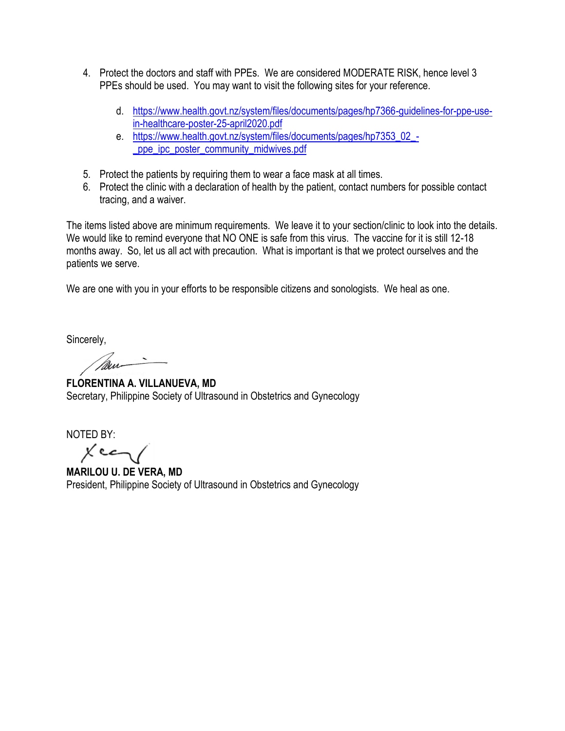4. Protect the doctors and staff with PPEs. We are considered MODERATE RISK, hence level 3 PPEs should be used. You may want to visit the following sites for your reference.

    d. https://www.health.govt.nz/system/files/documents/pages/hp7366-guidelines-for-ppe-use-in-healthcare-poster-25-april2020.pdf
    e. https://www.health.govt.nz/system/files/documents/pages/hp7353_02_-_ppe_ipc_poster_community_midwives.pdf

5. Protect the patients by requiring them to wear a face mask at all times.
6. Protect the clinic with a declaration of health by the patient, contact numbers for possible contact tracing, and a waiver.

The items listed above are minimum requirements. We leave it to your section/clinic to look into the details. We would like to remind everyone that NO ONE is safe from this virus. The vaccine for it is still 12-18 months away. So, let us all act with precaution. What is important is that we protect ourselves and the patients we serve.

We are one with you in your efforts to be responsible citizens and sonologists. We heal as one.

Sincerely,

**FLORENTINA A. VILLANUEVA, MD**
Secretary, Philippine Society of Ultrasound in Obstetrics and Gynecology

NOTED BY:

**MARILOU U. DE VERA, MD**
President, Philippine Society of Ultrasound in Obstetrics and Gynecology